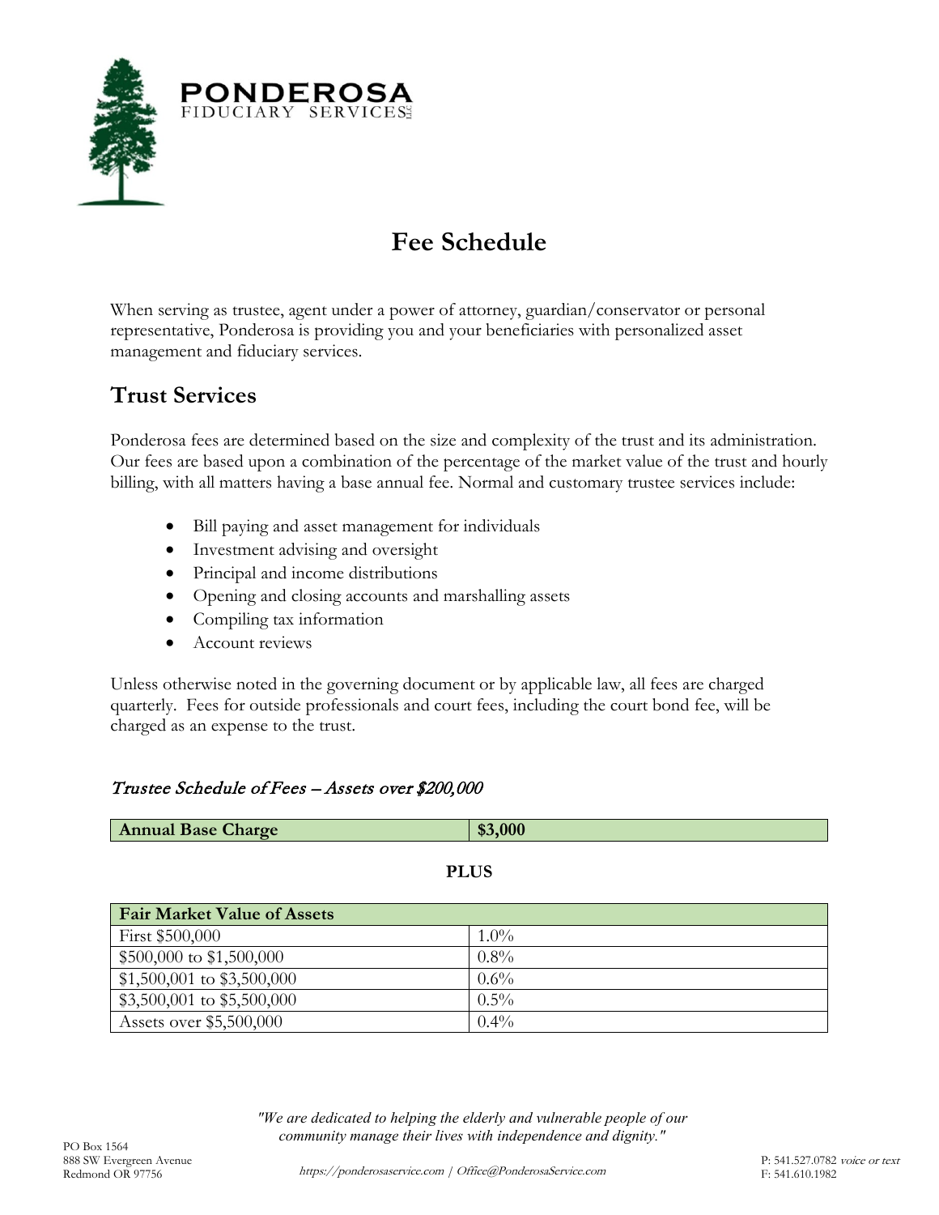# PONDEROSA FIDUCIARY SERVICES LLC

## Fee Schedule

When serving as trustee, agent under a power of attorney, guardian/conservator or personal representative, Ponderosa is providing you and your beneficiaries with personalized asset management and fiduciary services.

## Trust Services

Ponderosa fees are determined based on the size and complexity of the trust and its administration. Our fees are based upon a combination of the percentage of the market value of the trust and hourly billing, with all matters having a base annual fee. Normal and customary trustee services include:

- Bill paying and asset management for individuals
- Investment advising and oversight
- Principal and income distributions
- Opening and closing accounts and marshalling assets
- Compiling tax information
- Account reviews

Unless otherwise noted in the governing document or by applicable law, all fees are charged quarterly. Fees for outside professionals and court fees, including the court bond fee, will be charged as an expense to the trust.

*Trustee Schedule of Fees – Assets over $200,000*

| **Annual Base Charge** | **$3,000** |
|---|---|

**PLUS**

| **Fair Market Value of Assets** | |
|---|---|
| First $500,000 | 1.0% |
| $500,000 to $1,500,000 | 0.8% |
| $1,500,001 to $3,500,000 | 0.6% |
| $3,500,001 to $5,500,000 | 0.5% |
| Assets over $5,500,000 | 0.4% |

*"We are dedicated to helping the elderly and vulnerable people of our community manage their lives with independence and dignity."*

PO Box 1564
888 SW Evergreen Avenue
Redmond OR 97756

https://ponderosaservice.com | Office@PonderosaService.com

P: 541.527.0782 *voice or text*
F: 541.610.1982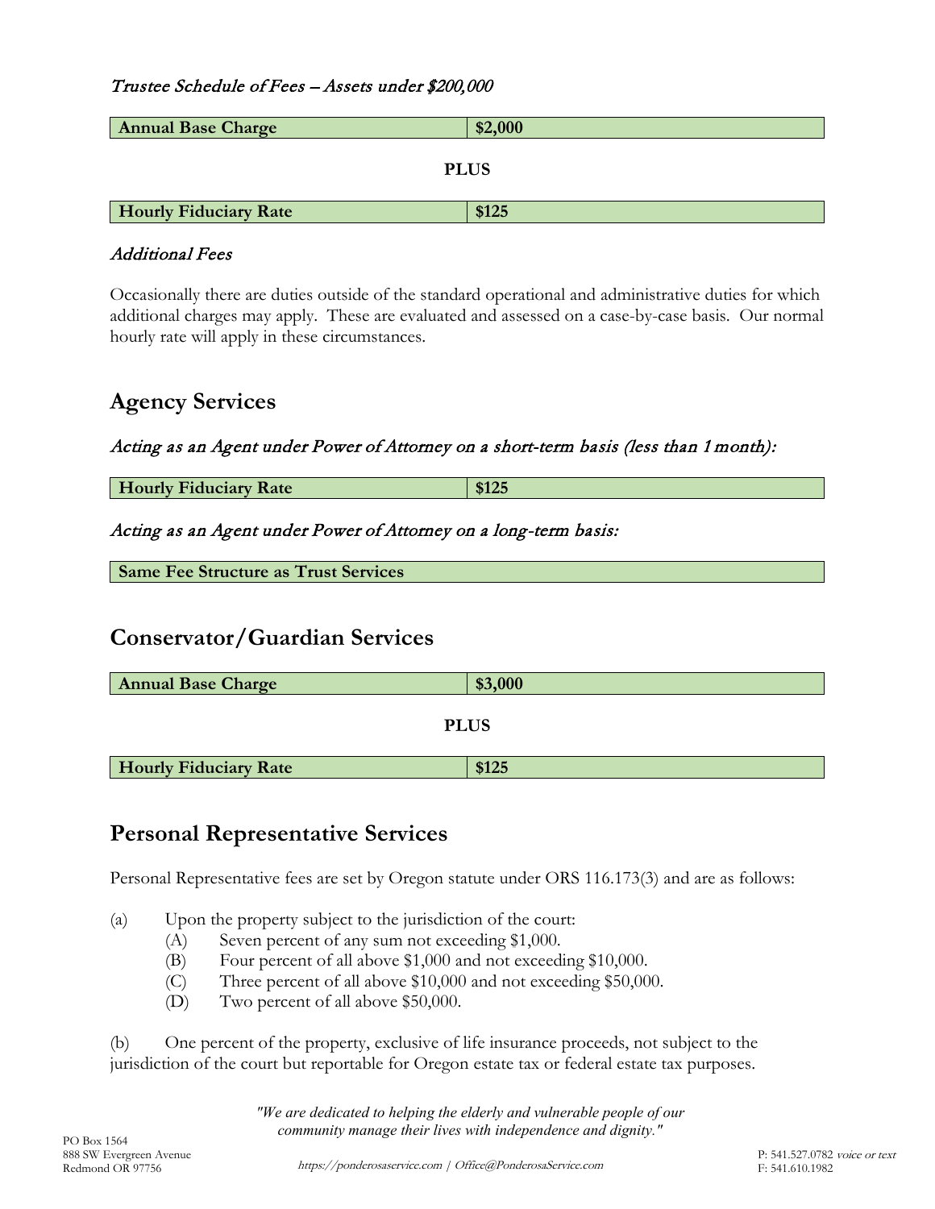*Trustee Schedule of Fees – Assets under $200,000*

| **Annual Base Charge** | **$2,000** |
|---|---|

**PLUS**

| **Hourly Fiduciary Rate** | **$125** |
|---|---|

*Additional Fees*

Occasionally there are duties outside of the standard operational and administrative duties for which additional charges may apply. These are evaluated and assessed on a case-by-case basis. Our normal hourly rate will apply in these circumstances.

## Agency Services

*Acting as an Agent under Power of Attorney on a short-term basis (less than 1 month):*

| **Hourly Fiduciary Rate** | **$125** |
|---|---|

*Acting as an Agent under Power of Attorney on a long-term basis:*

| **Same Fee Structure as Trust Services** |
|---|

## Conservator/Guardian Services

| **Annual Base Charge** | **$3,000** |
|---|---|

**PLUS**

| **Hourly Fiduciary Rate** | **$125** |
|---|---|

## Personal Representative Services

Personal Representative fees are set by Oregon statute under ORS 116.173(3) and are as follows:

(a) Upon the property subject to the jurisdiction of the court:
- (A) Seven percent of any sum not exceeding $1,000.
- (B) Four percent of all above $1,000 and not exceeding $10,000.
- (C) Three percent of all above $10,000 and not exceeding $50,000.
- (D) Two percent of all above $50,000.

(b) One percent of the property, exclusive of life insurance proceeds, not subject to the jurisdiction of the court but reportable for Oregon estate tax or federal estate tax purposes.

*"We are dedicated to helping the elderly and vulnerable people of our community manage their lives with independence and dignity."*

PO Box 1564
888 SW Evergreen Avenue
Redmond OR 97756

https://ponderosaservice.com | Office@PonderosaService.com

P: 541.527.0782 *voice or text*
F: 541.610.1982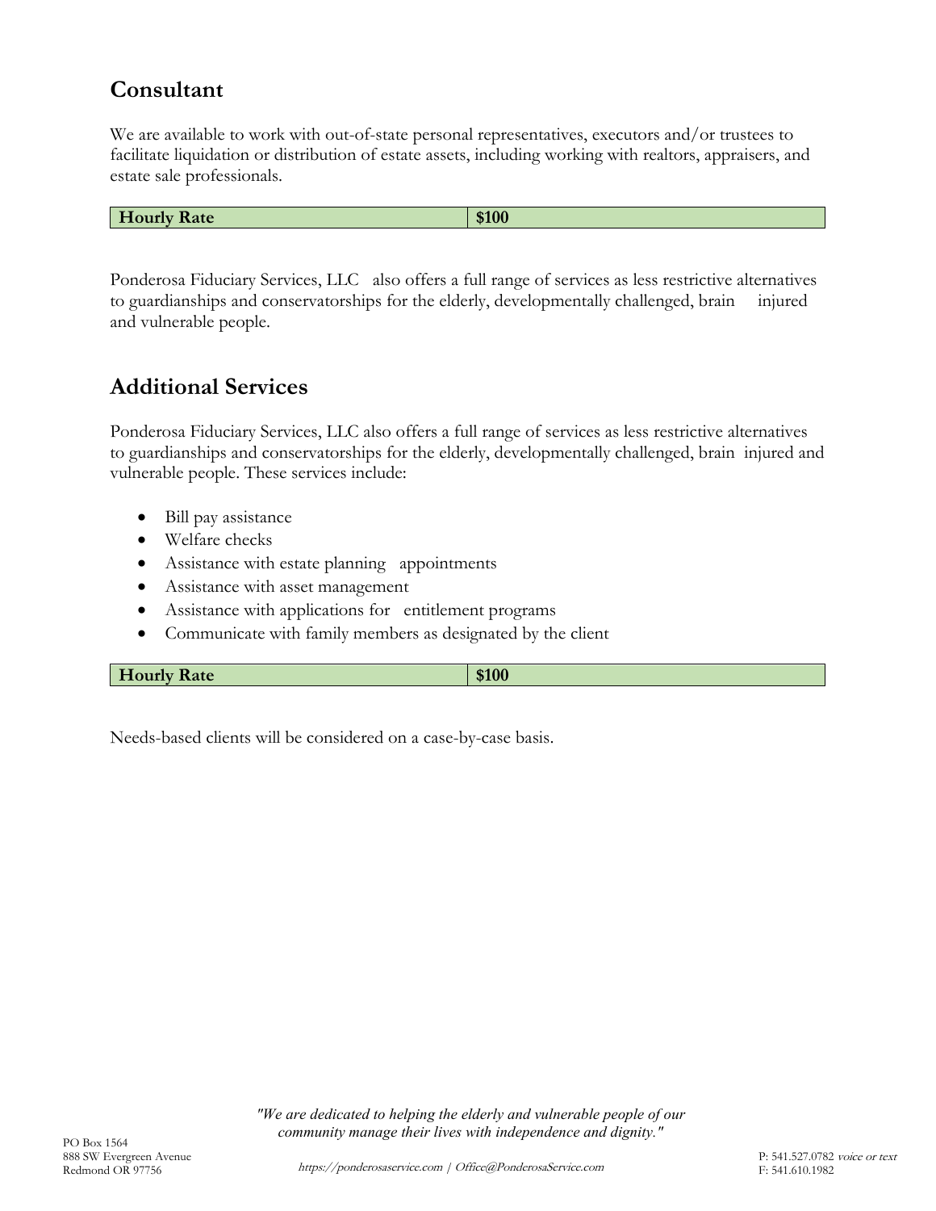## Consultant

We are available to work with out-of-state personal representatives, executors and/or trustees to facilitate liquidation or distribution of estate assets, including working with realtors, appraisers, and estate sale professionals.

| | |
|---|---|
| **Hourly Rate** | **$100** |

Ponderosa Fiduciary Services, LLC also offers a full range of services as less restrictive alternatives to guardianships and conservatorships for the elderly, developmentally challenged, brain injured and vulnerable people.

## Additional Services

Ponderosa Fiduciary Services, LLC also offers a full range of services as less restrictive alternatives to guardianships and conservatorships for the elderly, developmentally challenged, brain injured and vulnerable people. These services include:

- Bill pay assistance
- Welfare checks
- Assistance with estate planning appointments
- Assistance with asset management
- Assistance with applications for entitlement programs
- Communicate with family members as designated by the client

| | |
|---|---|
| **Hourly Rate** | **$100** |

Needs-based clients will be considered on a case-by-case basis.

*"We are dedicated to helping the elderly and vulnerable people of our community manage their lives with independence and dignity."*

PO Box 1564
888 SW Evergreen Avenue
Redmond OR 97756

*https://ponderosaservice.com | Office@PonderosaService.com*

P: 541.527.0782 *voice or text*
F: 541.610.1982